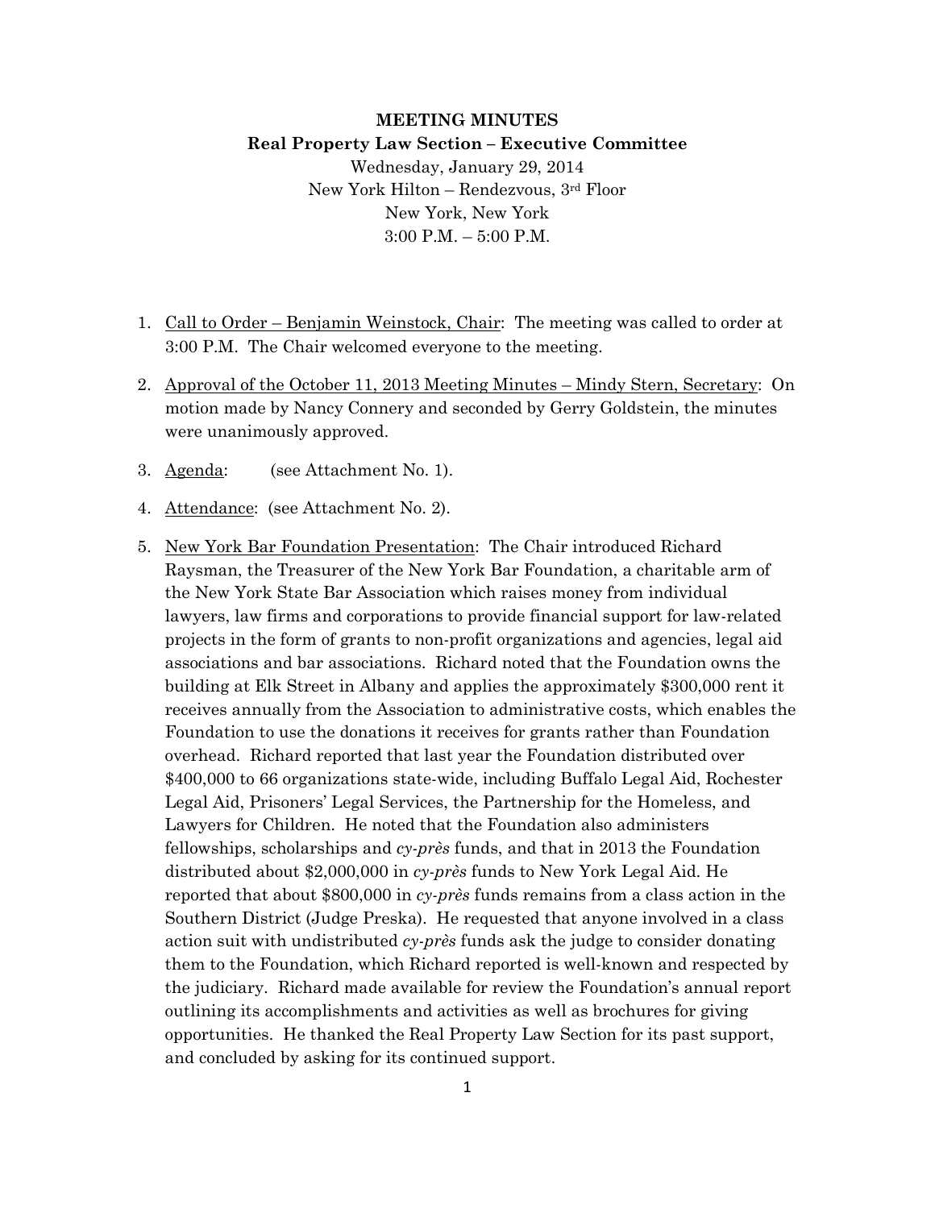**MEETING MINUTES**

**Real Property Law Section – Executive Committee**

Wednesday, January 29, 2014

New York Hilton – Rendezvous, 3rd Floor

New York, New York

3:00 P.M. – 5:00 P.M.

1. Call to Order – Benjamin Weinstock, Chair: The meeting was called to order at 3:00 P.M. The Chair welcomed everyone to the meeting.

2. Approval of the October 11, 2013 Meeting Minutes – Mindy Stern, Secretary: On motion made by Nancy Connery and seconded by Gerry Goldstein, the minutes were unanimously approved.

3. Agenda: (see Attachment No. 1).

4. Attendance: (see Attachment No. 2).

5. New York Bar Foundation Presentation: The Chair introduced Richard Raysman, the Treasurer of the New York Bar Foundation, a charitable arm of the New York State Bar Association which raises money from individual lawyers, law firms and corporations to provide financial support for law-related projects in the form of grants to non-profit organizations and agencies, legal aid associations and bar associations. Richard noted that the Foundation owns the building at Elk Street in Albany and applies the approximately $300,000 rent it receives annually from the Association to administrative costs, which enables the Foundation to use the donations it receives for grants rather than Foundation overhead. Richard reported that last year the Foundation distributed over $400,000 to 66 organizations state-wide, including Buffalo Legal Aid, Rochester Legal Aid, Prisoners' Legal Services, the Partnership for the Homeless, and Lawyers for Children. He noted that the Foundation also administers fellowships, scholarships and *cy-près* funds, and that in 2013 the Foundation distributed about $2,000,000 in *cy-près* funds to New York Legal Aid. He reported that about $800,000 in *cy-près* funds remains from a class action in the Southern District (Judge Preska). He requested that anyone involved in a class action suit with undistributed *cy-près* funds ask the judge to consider donating them to the Foundation, which Richard reported is well-known and respected by the judiciary. Richard made available for review the Foundation's annual report outlining its accomplishments and activities as well as brochures for giving opportunities. He thanked the Real Property Law Section for its past support, and concluded by asking for its continued support.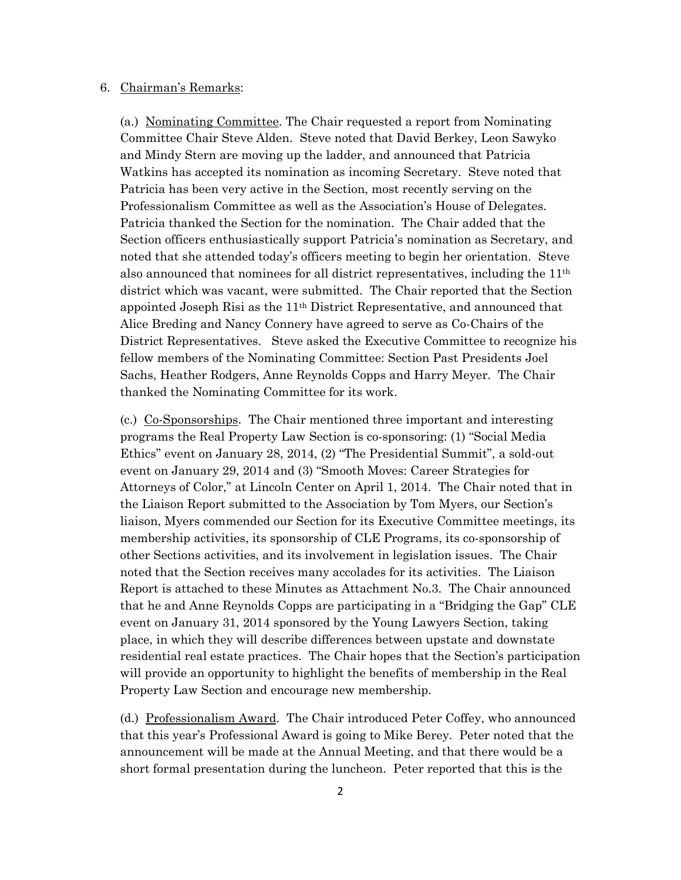6. <u>Chairman's Remarks</u>:

(a.) <u>Nominating Committee</u>. The Chair requested a report from Nominating Committee Chair Steve Alden. Steve noted that David Berkey, Leon Sawyko and Mindy Stern are moving up the ladder, and announced that Patricia Watkins has accepted its nomination as incoming Secretary. Steve noted that Patricia has been very active in the Section, most recently serving on the Professionalism Committee as well as the Association's House of Delegates. Patricia thanked the Section for the nomination. The Chair added that the Section officers enthusiastically support Patricia's nomination as Secretary, and noted that she attended today's officers meeting to begin her orientation. Steve also announced that nominees for all district representatives, including the 11th district which was vacant, were submitted. The Chair reported that the Section appointed Joseph Risi as the 11th District Representative, and announced that Alice Breding and Nancy Connery have agreed to serve as Co-Chairs of the District Representatives. Steve asked the Executive Committee to recognize his fellow members of the Nominating Committee: Section Past Presidents Joel Sachs, Heather Rodgers, Anne Reynolds Copps and Harry Meyer. The Chair thanked the Nominating Committee for its work.

(c.) <u>Co-Sponsorships</u>. The Chair mentioned three important and interesting programs the Real Property Law Section is co-sponsoring: (1) "Social Media Ethics" event on January 28, 2014, (2) "The Presidential Summit", a sold-out event on January 29, 2014 and (3) "Smooth Moves: Career Strategies for Attorneys of Color," at Lincoln Center on April 1, 2014. The Chair noted that in the Liaison Report submitted to the Association by Tom Myers, our Section's liaison, Myers commended our Section for its Executive Committee meetings, its membership activities, its sponsorship of CLE Programs, its co-sponsorship of other Sections activities, and its involvement in legislation issues. The Chair noted that the Section receives many accolades for its activities. The Liaison Report is attached to these Minutes as Attachment No.3. The Chair announced that he and Anne Reynolds Copps are participating in a "Bridging the Gap" CLE event on January 31, 2014 sponsored by the Young Lawyers Section, taking place, in which they will describe differences between upstate and downstate residential real estate practices. The Chair hopes that the Section's participation will provide an opportunity to highlight the benefits of membership in the Real Property Law Section and encourage new membership.

(d.) <u>Professionalism Award</u>. The Chair introduced Peter Coffey, who announced that this year's Professional Award is going to Mike Berey. Peter noted that the announcement will be made at the Annual Meeting, and that there would be a short formal presentation during the luncheon. Peter reported that this is the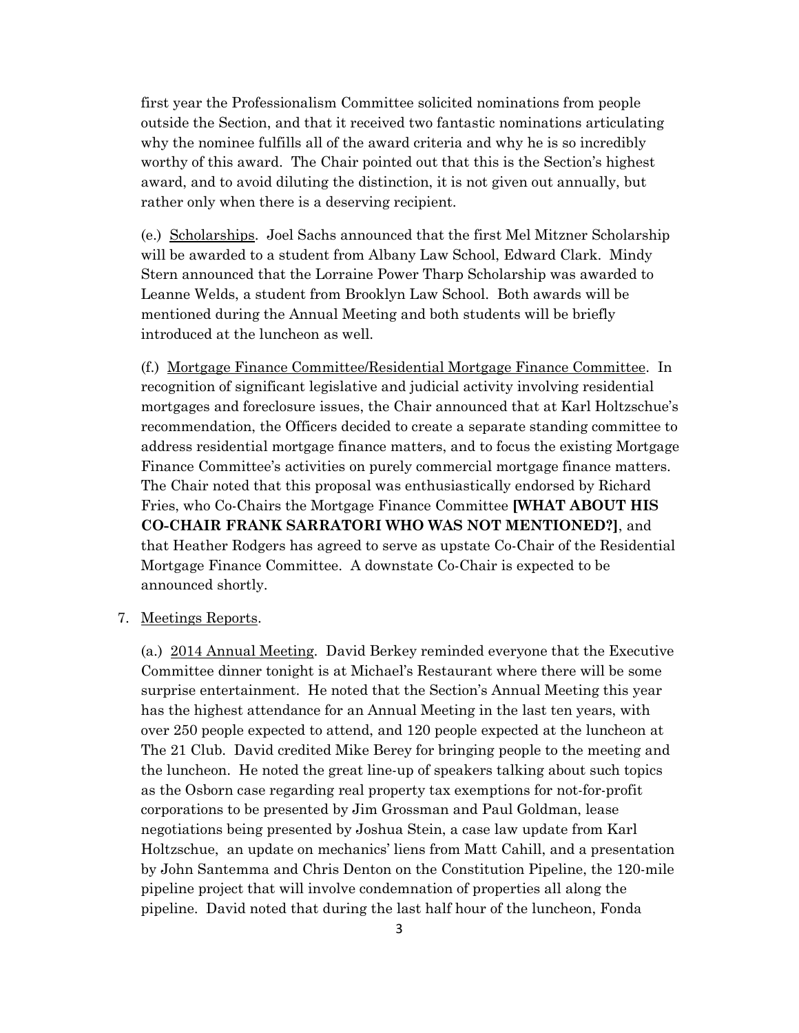first year the Professionalism Committee solicited nominations from people outside the Section, and that it received two fantastic nominations articulating why the nominee fulfills all of the award criteria and why he is so incredibly worthy of this award. The Chair pointed out that this is the Section's highest award, and to avoid diluting the distinction, it is not given out annually, but rather only when there is a deserving recipient.

(e.) <u>Scholarships</u>. Joel Sachs announced that the first Mel Mitzner Scholarship will be awarded to a student from Albany Law School, Edward Clark. Mindy Stern announced that the Lorraine Power Tharp Scholarship was awarded to Leanne Welds, a student from Brooklyn Law School. Both awards will be mentioned during the Annual Meeting and both students will be briefly introduced at the luncheon as well.

(f.) <u>Mortgage Finance Committee/Residential Mortgage Finance Committee</u>. In recognition of significant legislative and judicial activity involving residential mortgages and foreclosure issues, the Chair announced that at Karl Holtzschue's recommendation, the Officers decided to create a separate standing committee to address residential mortgage finance matters, and to focus the existing Mortgage Finance Committee's activities on purely commercial mortgage finance matters. The Chair noted that this proposal was enthusiastically endorsed by Richard Fries, who Co-Chairs the Mortgage Finance Committee **[WHAT ABOUT HIS CO-CHAIR FRANK SARRATORI WHO WAS NOT MENTIONED?]**, and that Heather Rodgers has agreed to serve as upstate Co-Chair of the Residential Mortgage Finance Committee. A downstate Co-Chair is expected to be announced shortly.

7. <u>Meetings Reports</u>.

(a.) <u>2014 Annual Meeting</u>. David Berkey reminded everyone that the Executive Committee dinner tonight is at Michael's Restaurant where there will be some surprise entertainment. He noted that the Section's Annual Meeting this year has the highest attendance for an Annual Meeting in the last ten years, with over 250 people expected to attend, and 120 people expected at the luncheon at The 21 Club. David credited Mike Berey for bringing people to the meeting and the luncheon. He noted the great line-up of speakers talking about such topics as the Osborn case regarding real property tax exemptions for not-for-profit corporations to be presented by Jim Grossman and Paul Goldman, lease negotiations being presented by Joshua Stein, a case law update from Karl Holtzschue, an update on mechanics' liens from Matt Cahill, and a presentation by John Santemma and Chris Denton on the Constitution Pipeline, the 120-mile pipeline project that will involve condemnation of properties all along the pipeline. David noted that during the last half hour of the luncheon, Fonda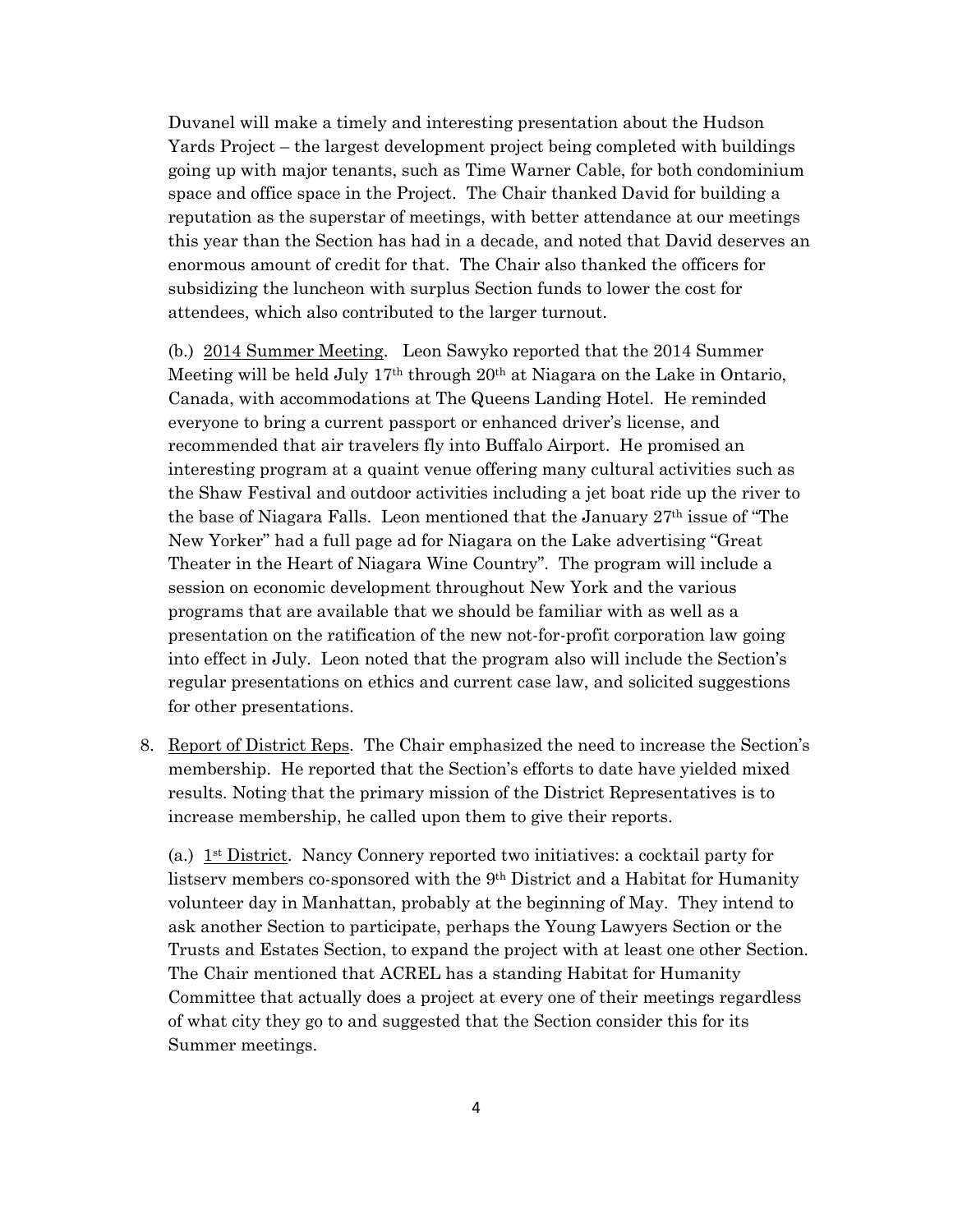Duvanel will make a timely and interesting presentation about the Hudson Yards Project – the largest development project being completed with buildings going up with major tenants, such as Time Warner Cable, for both condominium space and office space in the Project. The Chair thanked David for building a reputation as the superstar of meetings, with better attendance at our meetings this year than the Section has had in a decade, and noted that David deserves an enormous amount of credit for that. The Chair also thanked the officers for subsidizing the luncheon with surplus Section funds to lower the cost for attendees, which also contributed to the larger turnout.

(b.) <u>2014 Summer Meeting</u>. Leon Sawyko reported that the 2014 Summer Meeting will be held July 17th through 20th at Niagara on the Lake in Ontario, Canada, with accommodations at The Queens Landing Hotel. He reminded everyone to bring a current passport or enhanced driver's license, and recommended that air travelers fly into Buffalo Airport. He promised an interesting program at a quaint venue offering many cultural activities such as the Shaw Festival and outdoor activities including a jet boat ride up the river to the base of Niagara Falls. Leon mentioned that the January 27th issue of "The New Yorker" had a full page ad for Niagara on the Lake advertising "Great Theater in the Heart of Niagara Wine Country". The program will include a session on economic development throughout New York and the various programs that are available that we should be familiar with as well as a presentation on the ratification of the new not-for-profit corporation law going into effect in July. Leon noted that the program also will include the Section's regular presentations on ethics and current case law, and solicited suggestions for other presentations.

8. <u>Report of District Reps</u>. The Chair emphasized the need to increase the Section's membership. He reported that the Section's efforts to date have yielded mixed results. Noting that the primary mission of the District Representatives is to increase membership, he called upon them to give their reports.

   (a.) <u>1st District</u>. Nancy Connery reported two initiatives: a cocktail party for listserv members co-sponsored with the 9th District and a Habitat for Humanity volunteer day in Manhattan, probably at the beginning of May. They intend to ask another Section to participate, perhaps the Young Lawyers Section or the Trusts and Estates Section, to expand the project with at least one other Section. The Chair mentioned that ACREL has a standing Habitat for Humanity Committee that actually does a project at every one of their meetings regardless of what city they go to and suggested that the Section consider this for its Summer meetings.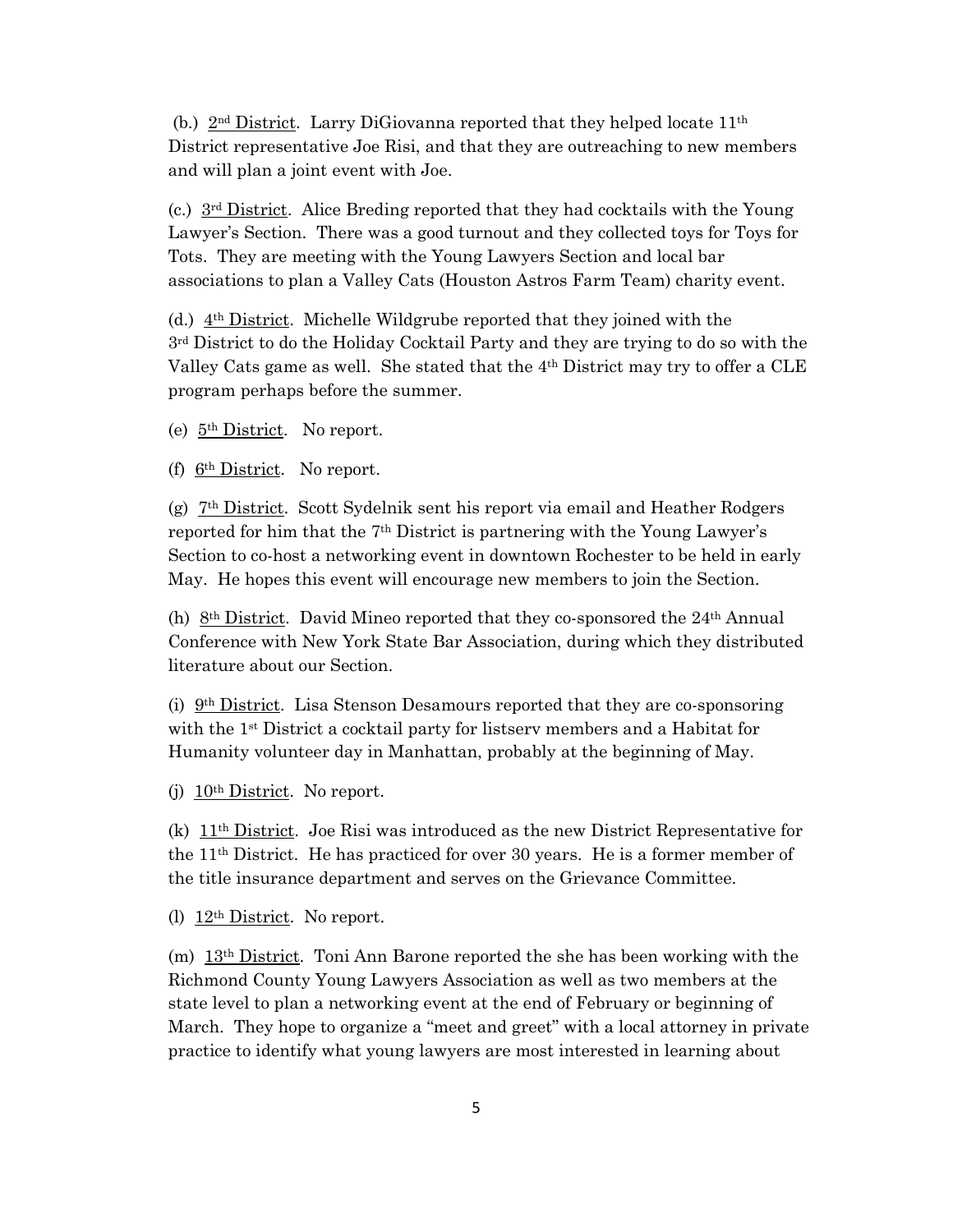(b.) 2nd District. Larry DiGiovanna reported that they helped locate 11th District representative Joe Risi, and that they are outreaching to new members and will plan a joint event with Joe.

(c.) 3rd District. Alice Breding reported that they had cocktails with the Young Lawyer's Section. There was a good turnout and they collected toys for Toys for Tots. They are meeting with the Young Lawyers Section and local bar associations to plan a Valley Cats (Houston Astros Farm Team) charity event.

(d.) 4th District. Michelle Wildgrube reported that they joined with the 3rd District to do the Holiday Cocktail Party and they are trying to do so with the Valley Cats game as well. She stated that the 4th District may try to offer a CLE program perhaps before the summer.

(e) 5th District. No report.

(f) 6th District. No report.

(g) 7th District. Scott Sydelnik sent his report via email and Heather Rodgers reported for him that the 7th District is partnering with the Young Lawyer's Section to co-host a networking event in downtown Rochester to be held in early May. He hopes this event will encourage new members to join the Section.

(h) 8th District. David Mineo reported that they co-sponsored the 24th Annual Conference with New York State Bar Association, during which they distributed literature about our Section.

(i) 9th District. Lisa Stenson Desamours reported that they are co-sponsoring with the 1st District a cocktail party for listserv members and a Habitat for Humanity volunteer day in Manhattan, probably at the beginning of May.

(j) 10th District. No report.

(k) 11th District. Joe Risi was introduced as the new District Representative for the 11th District. He has practiced for over 30 years. He is a former member of the title insurance department and serves on the Grievance Committee.

(l) 12th District. No report.

(m) 13th District. Toni Ann Barone reported the she has been working with the Richmond County Young Lawyers Association as well as two members at the state level to plan a networking event at the end of February or beginning of March. They hope to organize a "meet and greet" with a local attorney in private practice to identify what young lawyers are most interested in learning about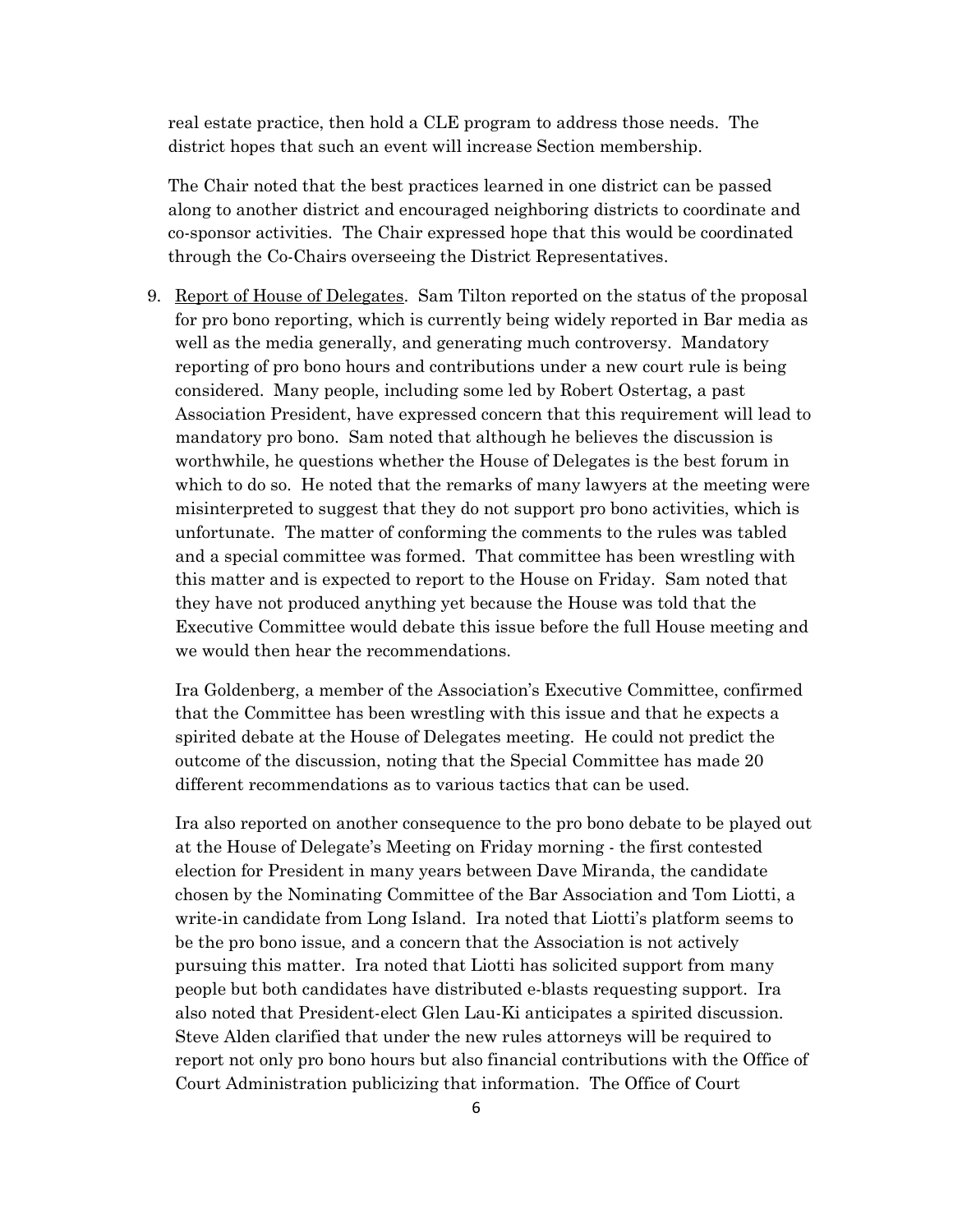real estate practice, then hold a CLE program to address those needs. The district hopes that such an event will increase Section membership.

The Chair noted that the best practices learned in one district can be passed along to another district and encouraged neighboring districts to coordinate and co-sponsor activities. The Chair expressed hope that this would be coordinated through the Co-Chairs overseeing the District Representatives.

9. <u>Report of House of Delegates</u>. Sam Tilton reported on the status of the proposal for pro bono reporting, which is currently being widely reported in Bar media as well as the media generally, and generating much controversy. Mandatory reporting of pro bono hours and contributions under a new court rule is being considered. Many people, including some led by Robert Ostertag, a past Association President, have expressed concern that this requirement will lead to mandatory pro bono. Sam noted that although he believes the discussion is worthwhile, he questions whether the House of Delegates is the best forum in which to do so. He noted that the remarks of many lawyers at the meeting were misinterpreted to suggest that they do not support pro bono activities, which is unfortunate. The matter of conforming the comments to the rules was tabled and a special committee was formed. That committee has been wrestling with this matter and is expected to report to the House on Friday. Sam noted that they have not produced anything yet because the House was told that the Executive Committee would debate this issue before the full House meeting and we would then hear the recommendations.

   Ira Goldenberg, a member of the Association's Executive Committee, confirmed that the Committee has been wrestling with this issue and that he expects a spirited debate at the House of Delegates meeting. He could not predict the outcome of the discussion, noting that the Special Committee has made 20 different recommendations as to various tactics that can be used.

   Ira also reported on another consequence to the pro bono debate to be played out at the House of Delegate's Meeting on Friday morning - the first contested election for President in many years between Dave Miranda, the candidate chosen by the Nominating Committee of the Bar Association and Tom Liotti, a write-in candidate from Long Island. Ira noted that Liotti's platform seems to be the pro bono issue, and a concern that the Association is not actively pursuing this matter. Ira noted that Liotti has solicited support from many people but both candidates have distributed e-blasts requesting support. Ira also noted that President-elect Glen Lau-Ki anticipates a spirited discussion. Steve Alden clarified that under the new rules attorneys will be required to report not only pro bono hours but also financial contributions with the Office of Court Administration publicizing that information. The Office of Court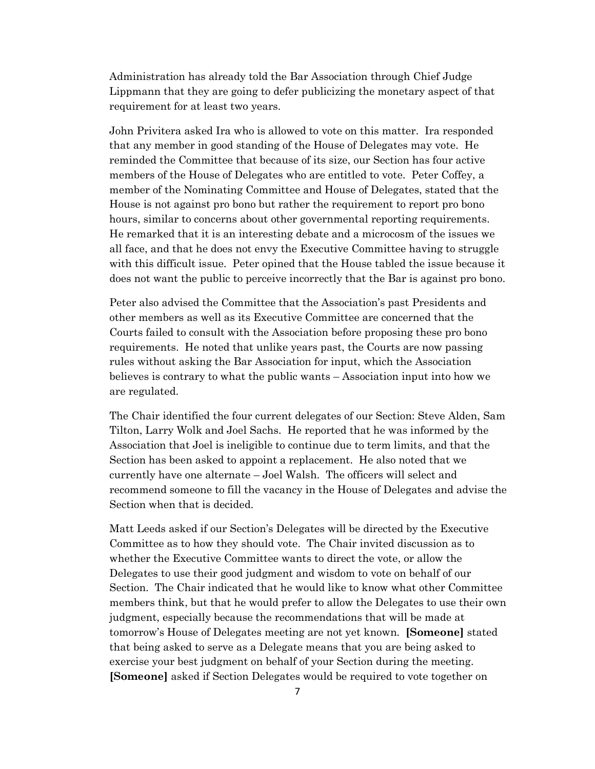Administration has already told the Bar Association through Chief Judge Lippmann that they are going to defer publicizing the monetary aspect of that requirement for at least two years.

John Privitera asked Ira who is allowed to vote on this matter. Ira responded that any member in good standing of the House of Delegates may vote. He reminded the Committee that because of its size, our Section has four active members of the House of Delegates who are entitled to vote. Peter Coffey, a member of the Nominating Committee and House of Delegates, stated that the House is not against pro bono but rather the requirement to report pro bono hours, similar to concerns about other governmental reporting requirements. He remarked that it is an interesting debate and a microcosm of the issues we all face, and that he does not envy the Executive Committee having to struggle with this difficult issue. Peter opined that the House tabled the issue because it does not want the public to perceive incorrectly that the Bar is against pro bono.

Peter also advised the Committee that the Association's past Presidents and other members as well as its Executive Committee are concerned that the Courts failed to consult with the Association before proposing these pro bono requirements. He noted that unlike years past, the Courts are now passing rules without asking the Bar Association for input, which the Association believes is contrary to what the public wants – Association input into how we are regulated.

The Chair identified the four current delegates of our Section: Steve Alden, Sam Tilton, Larry Wolk and Joel Sachs. He reported that he was informed by the Association that Joel is ineligible to continue due to term limits, and that the Section has been asked to appoint a replacement. He also noted that we currently have one alternate – Joel Walsh. The officers will select and recommend someone to fill the vacancy in the House of Delegates and advise the Section when that is decided.

Matt Leeds asked if our Section's Delegates will be directed by the Executive Committee as to how they should vote. The Chair invited discussion as to whether the Executive Committee wants to direct the vote, or allow the Delegates to use their good judgment and wisdom to vote on behalf of our Section. The Chair indicated that he would like to know what other Committee members think, but that he would prefer to allow the Delegates to use their own judgment, especially because the recommendations that will be made at tomorrow's House of Delegates meeting are not yet known. **[Someone]** stated that being asked to serve as a Delegate means that you are being asked to exercise your best judgment on behalf of your Section during the meeting. **[Someone]** asked if Section Delegates would be required to vote together on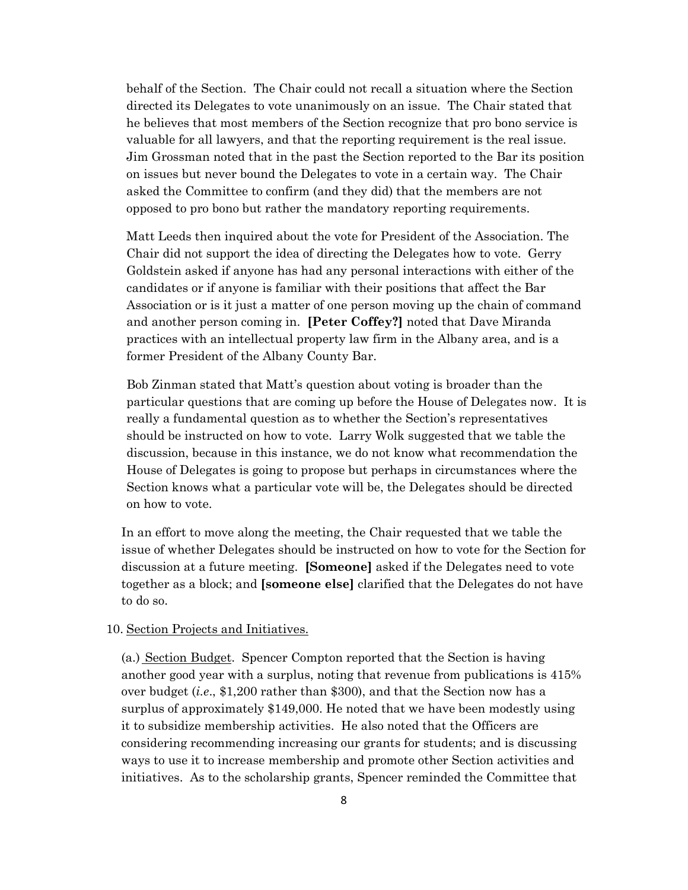behalf of the Section. The Chair could not recall a situation where the Section directed its Delegates to vote unanimously on an issue. The Chair stated that he believes that most members of the Section recognize that pro bono service is valuable for all lawyers, and that the reporting requirement is the real issue. Jim Grossman noted that in the past the Section reported to the Bar its position on issues but never bound the Delegates to vote in a certain way. The Chair asked the Committee to confirm (and they did) that the members are not opposed to pro bono but rather the mandatory reporting requirements.

Matt Leeds then inquired about the vote for President of the Association. The Chair did not support the idea of directing the Delegates how to vote. Gerry Goldstein asked if anyone has had any personal interactions with either of the candidates or if anyone is familiar with their positions that affect the Bar Association or is it just a matter of one person moving up the chain of command and another person coming in. **[Peter Coffey?]** noted that Dave Miranda practices with an intellectual property law firm in the Albany area, and is a former President of the Albany County Bar.

Bob Zinman stated that Matt's question about voting is broader than the particular questions that are coming up before the House of Delegates now. It is really a fundamental question as to whether the Section's representatives should be instructed on how to vote. Larry Wolk suggested that we table the discussion, because in this instance, we do not know what recommendation the House of Delegates is going to propose but perhaps in circumstances where the Section knows what a particular vote will be, the Delegates should be directed on how to vote.

In an effort to move along the meeting, the Chair requested that we table the issue of whether Delegates should be instructed on how to vote for the Section for discussion at a future meeting. **[Someone]** asked if the Delegates need to vote together as a block; and **[someone else]** clarified that the Delegates do not have to do so.

10. Section Projects and Initiatives.

(a.) Section Budget. Spencer Compton reported that the Section is having another good year with a surplus, noting that revenue from publications is 415% over budget (*i.e*., $1,200 rather than $300), and that the Section now has a surplus of approximately $149,000. He noted that we have been modestly using it to subsidize membership activities. He also noted that the Officers are considering recommending increasing our grants for students; and is discussing ways to use it to increase membership and promote other Section activities and initiatives. As to the scholarship grants, Spencer reminded the Committee that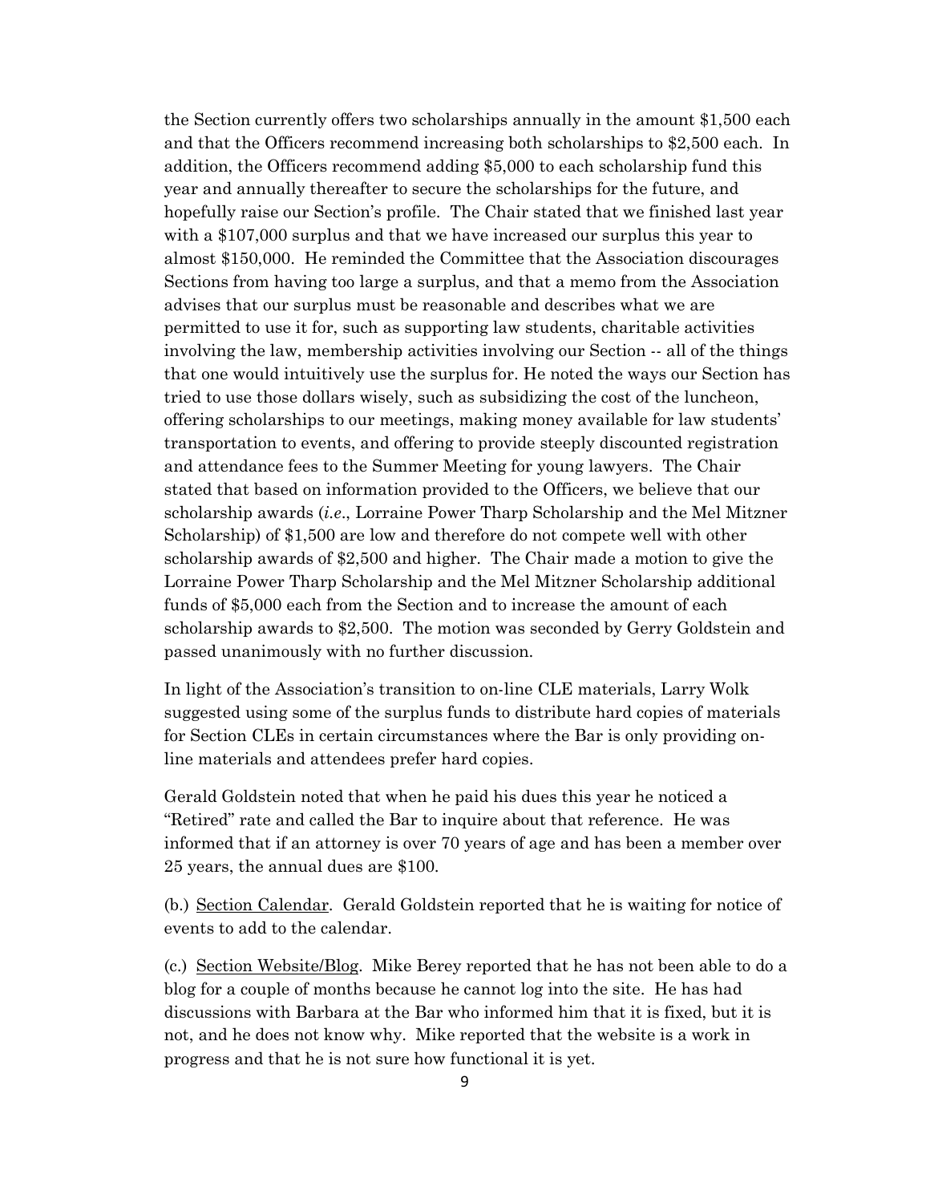the Section currently offers two scholarships annually in the amount $1,500 each and that the Officers recommend increasing both scholarships to $2,500 each. In addition, the Officers recommend adding $5,000 to each scholarship fund this year and annually thereafter to secure the scholarships for the future, and hopefully raise our Section's profile. The Chair stated that we finished last year with a $107,000 surplus and that we have increased our surplus this year to almost $150,000. He reminded the Committee that the Association discourages Sections from having too large a surplus, and that a memo from the Association advises that our surplus must be reasonable and describes what we are permitted to use it for, such as supporting law students, charitable activities involving the law, membership activities involving our Section -- all of the things that one would intuitively use the surplus for. He noted the ways our Section has tried to use those dollars wisely, such as subsidizing the cost of the luncheon, offering scholarships to our meetings, making money available for law students' transportation to events, and offering to provide steeply discounted registration and attendance fees to the Summer Meeting for young lawyers. The Chair stated that based on information provided to the Officers, we believe that our scholarship awards (*i.e*., Lorraine Power Tharp Scholarship and the Mel Mitzner Scholarship) of $1,500 are low and therefore do not compete well with other scholarship awards of $2,500 and higher. The Chair made a motion to give the Lorraine Power Tharp Scholarship and the Mel Mitzner Scholarship additional funds of $5,000 each from the Section and to increase the amount of each scholarship awards to $2,500. The motion was seconded by Gerry Goldstein and passed unanimously with no further discussion.

In light of the Association's transition to on-line CLE materials, Larry Wolk suggested using some of the surplus funds to distribute hard copies of materials for Section CLEs in certain circumstances where the Bar is only providing on-line materials and attendees prefer hard copies.

Gerald Goldstein noted that when he paid his dues this year he noticed a "Retired" rate and called the Bar to inquire about that reference. He was informed that if an attorney is over 70 years of age and has been a member over 25 years, the annual dues are $100.

(b.) <u>Section Calendar</u>. Gerald Goldstein reported that he is waiting for notice of events to add to the calendar.

(c.) <u>Section Website/Blog</u>. Mike Berey reported that he has not been able to do a blog for a couple of months because he cannot log into the site. He has had discussions with Barbara at the Bar who informed him that it is fixed, but it is not, and he does not know why. Mike reported that the website is a work in progress and that he is not sure how functional it is yet.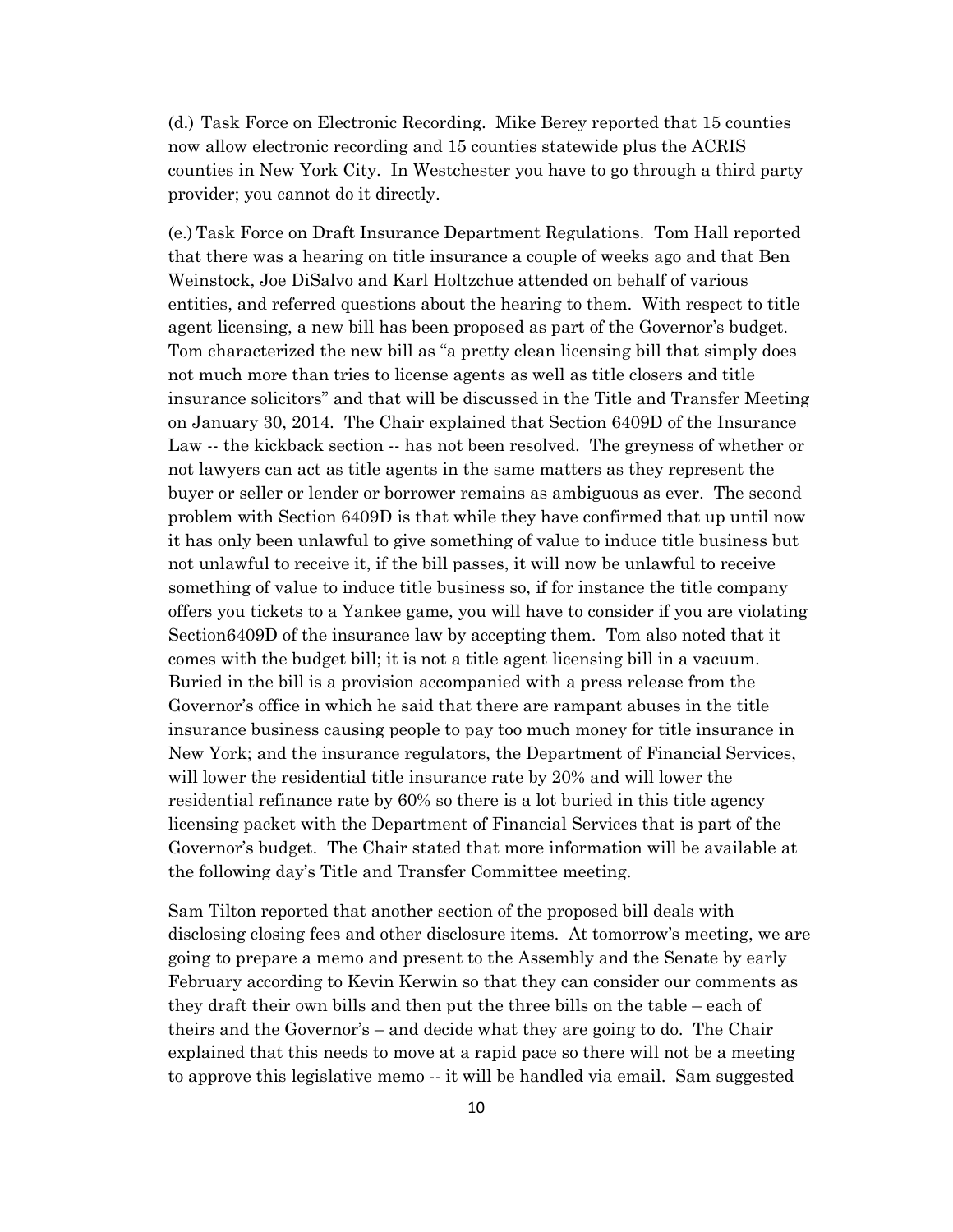(d.) <u>Task Force on Electronic Recording</u>. Mike Berey reported that 15 counties now allow electronic recording and 15 counties statewide plus the ACRIS counties in New York City. In Westchester you have to go through a third party provider; you cannot do it directly.

(e.) <u>Task Force on Draft Insurance Department Regulations</u>. Tom Hall reported that there was a hearing on title insurance a couple of weeks ago and that Ben Weinstock, Joe DiSalvo and Karl Holtzchue attended on behalf of various entities, and referred questions about the hearing to them. With respect to title agent licensing, a new bill has been proposed as part of the Governor's budget. Tom characterized the new bill as "a pretty clean licensing bill that simply does not much more than tries to license agents as well as title closers and title insurance solicitors" and that will be discussed in the Title and Transfer Meeting on January 30, 2014. The Chair explained that Section 6409D of the Insurance Law -- the kickback section -- has not been resolved. The greyness of whether or not lawyers can act as title agents in the same matters as they represent the buyer or seller or lender or borrower remains as ambiguous as ever. The second problem with Section 6409D is that while they have confirmed that up until now it has only been unlawful to give something of value to induce title business but not unlawful to receive it, if the bill passes, it will now be unlawful to receive something of value to induce title business so, if for instance the title company offers you tickets to a Yankee game, you will have to consider if you are violating Section6409D of the insurance law by accepting them. Tom also noted that it comes with the budget bill; it is not a title agent licensing bill in a vacuum. Buried in the bill is a provision accompanied with a press release from the Governor's office in which he said that there are rampant abuses in the title insurance business causing people to pay too much money for title insurance in New York; and the insurance regulators, the Department of Financial Services, will lower the residential title insurance rate by 20% and will lower the residential refinance rate by 60% so there is a lot buried in this title agency licensing packet with the Department of Financial Services that is part of the Governor's budget. The Chair stated that more information will be available at the following day's Title and Transfer Committee meeting.

Sam Tilton reported that another section of the proposed bill deals with disclosing closing fees and other disclosure items. At tomorrow's meeting, we are going to prepare a memo and present to the Assembly and the Senate by early February according to Kevin Kerwin so that they can consider our comments as they draft their own bills and then put the three bills on the table – each of theirs and the Governor's – and decide what they are going to do. The Chair explained that this needs to move at a rapid pace so there will not be a meeting to approve this legislative memo -- it will be handled via email. Sam suggested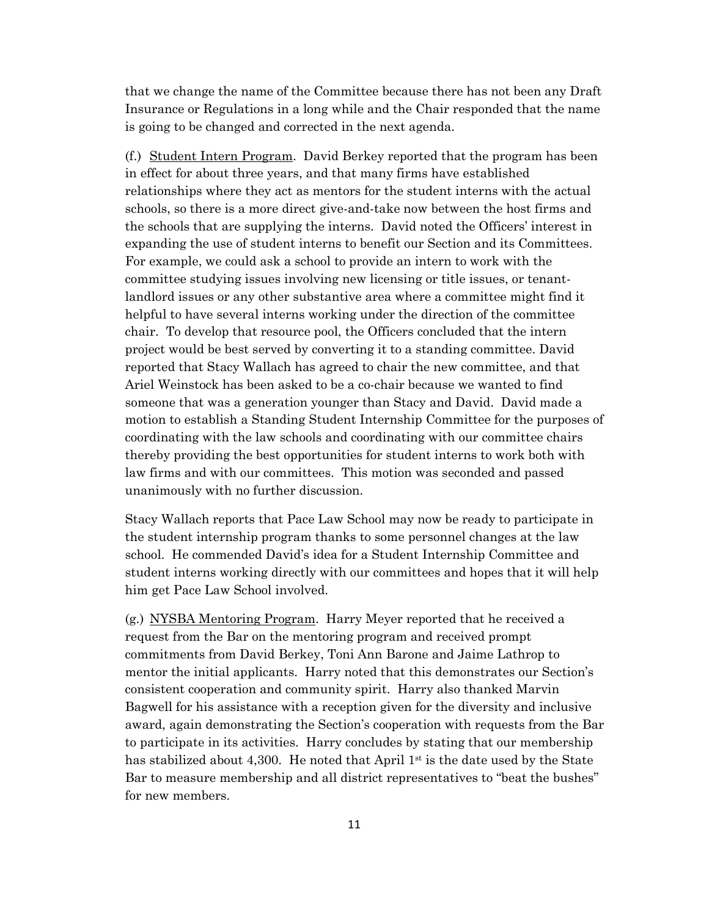that we change the name of the Committee because there has not been any Draft Insurance or Regulations in a long while and the Chair responded that the name is going to be changed and corrected in the next agenda.

(f.) Student Intern Program. David Berkey reported that the program has been in effect for about three years, and that many firms have established relationships where they act as mentors for the student interns with the actual schools, so there is a more direct give-and-take now between the host firms and the schools that are supplying the interns. David noted the Officers' interest in expanding the use of student interns to benefit our Section and its Committees. For example, we could ask a school to provide an intern to work with the committee studying issues involving new licensing or title issues, or tenant-landlord issues or any other substantive area where a committee might find it helpful to have several interns working under the direction of the committee chair. To develop that resource pool, the Officers concluded that the intern project would be best served by converting it to a standing committee. David reported that Stacy Wallach has agreed to chair the new committee, and that Ariel Weinstock has been asked to be a co-chair because we wanted to find someone that was a generation younger than Stacy and David. David made a motion to establish a Standing Student Internship Committee for the purposes of coordinating with the law schools and coordinating with our committee chairs thereby providing the best opportunities for student interns to work both with law firms and with our committees. This motion was seconded and passed unanimously with no further discussion.

Stacy Wallach reports that Pace Law School may now be ready to participate in the student internship program thanks to some personnel changes at the law school. He commended David's idea for a Student Internship Committee and student interns working directly with our committees and hopes that it will help him get Pace Law School involved.

(g.) NYSBA Mentoring Program. Harry Meyer reported that he received a request from the Bar on the mentoring program and received prompt commitments from David Berkey, Toni Ann Barone and Jaime Lathrop to mentor the initial applicants. Harry noted that this demonstrates our Section's consistent cooperation and community spirit. Harry also thanked Marvin Bagwell for his assistance with a reception given for the diversity and inclusive award, again demonstrating the Section's cooperation with requests from the Bar to participate in its activities. Harry concludes by stating that our membership has stabilized about 4,300. He noted that April 1st is the date used by the State Bar to measure membership and all district representatives to "beat the bushes" for new members.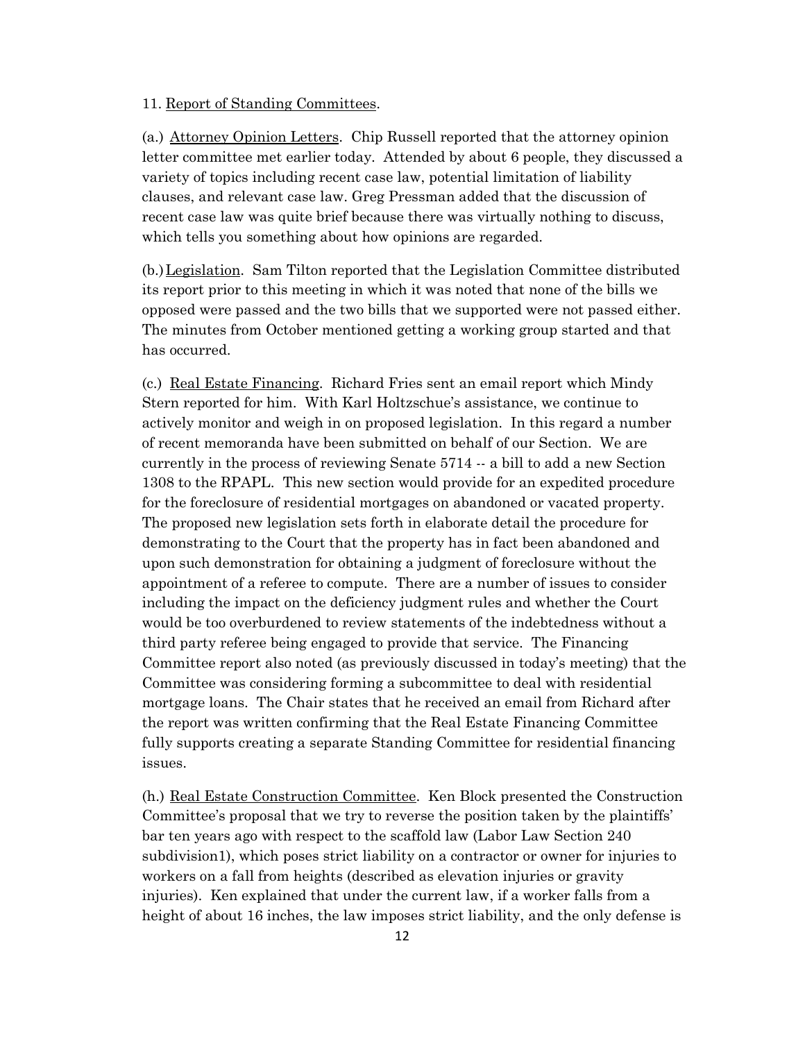11. Report of Standing Committees.

(a.) Attorney Opinion Letters. Chip Russell reported that the attorney opinion letter committee met earlier today. Attended by about 6 people, they discussed a variety of topics including recent case law, potential limitation of liability clauses, and relevant case law. Greg Pressman added that the discussion of recent case law was quite brief because there was virtually nothing to discuss, which tells you something about how opinions are regarded.

(b.) Legislation. Sam Tilton reported that the Legislation Committee distributed its report prior to this meeting in which it was noted that none of the bills we opposed were passed and the two bills that we supported were not passed either. The minutes from October mentioned getting a working group started and that has occurred.

(c.) Real Estate Financing. Richard Fries sent an email report which Mindy Stern reported for him. With Karl Holtzschue's assistance, we continue to actively monitor and weigh in on proposed legislation. In this regard a number of recent memoranda have been submitted on behalf of our Section. We are currently in the process of reviewing Senate 5714 -- a bill to add a new Section 1308 to the RPAPL. This new section would provide for an expedited procedure for the foreclosure of residential mortgages on abandoned or vacated property. The proposed new legislation sets forth in elaborate detail the procedure for demonstrating to the Court that the property has in fact been abandoned and upon such demonstration for obtaining a judgment of foreclosure without the appointment of a referee to compute. There are a number of issues to consider including the impact on the deficiency judgment rules and whether the Court would be too overburdened to review statements of the indebtedness without a third party referee being engaged to provide that service. The Financing Committee report also noted (as previously discussed in today's meeting) that the Committee was considering forming a subcommittee to deal with residential mortgage loans. The Chair states that he received an email from Richard after the report was written confirming that the Real Estate Financing Committee fully supports creating a separate Standing Committee for residential financing issues.

(h.) Real Estate Construction Committee. Ken Block presented the Construction Committee's proposal that we try to reverse the position taken by the plaintiffs' bar ten years ago with respect to the scaffold law (Labor Law Section 240 subdivision1), which poses strict liability on a contractor or owner for injuries to workers on a fall from heights (described as elevation injuries or gravity injuries). Ken explained that under the current law, if a worker falls from a height of about 16 inches, the law imposes strict liability, and the only defense is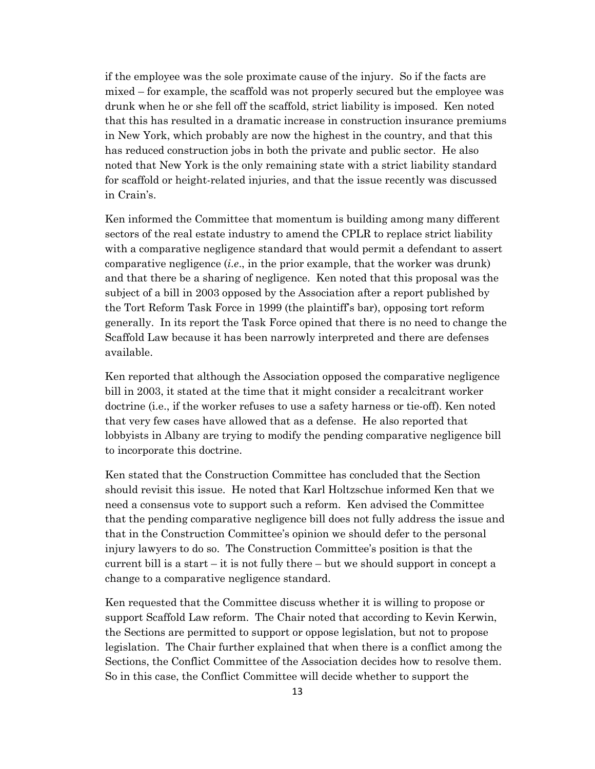if the employee was the sole proximate cause of the injury. So if the facts are mixed – for example, the scaffold was not properly secured but the employee was drunk when he or she fell off the scaffold, strict liability is imposed. Ken noted that this has resulted in a dramatic increase in construction insurance premiums in New York, which probably are now the highest in the country, and that this has reduced construction jobs in both the private and public sector. He also noted that New York is the only remaining state with a strict liability standard for scaffold or height-related injuries, and that the issue recently was discussed in Crain's.

Ken informed the Committee that momentum is building among many different sectors of the real estate industry to amend the CPLR to replace strict liability with a comparative negligence standard that would permit a defendant to assert comparative negligence (*i.e*., in the prior example, that the worker was drunk) and that there be a sharing of negligence. Ken noted that this proposal was the subject of a bill in 2003 opposed by the Association after a report published by the Tort Reform Task Force in 1999 (the plaintiff's bar), opposing tort reform generally. In its report the Task Force opined that there is no need to change the Scaffold Law because it has been narrowly interpreted and there are defenses available.

Ken reported that although the Association opposed the comparative negligence bill in 2003, it stated at the time that it might consider a recalcitrant worker doctrine (i.e., if the worker refuses to use a safety harness or tie-off). Ken noted that very few cases have allowed that as a defense. He also reported that lobbyists in Albany are trying to modify the pending comparative negligence bill to incorporate this doctrine.

Ken stated that the Construction Committee has concluded that the Section should revisit this issue. He noted that Karl Holtzschue informed Ken that we need a consensus vote to support such a reform. Ken advised the Committee that the pending comparative negligence bill does not fully address the issue and that in the Construction Committee's opinion we should defer to the personal injury lawyers to do so. The Construction Committee's position is that the current bill is a start – it is not fully there – but we should support in concept a change to a comparative negligence standard.

Ken requested that the Committee discuss whether it is willing to propose or support Scaffold Law reform. The Chair noted that according to Kevin Kerwin, the Sections are permitted to support or oppose legislation, but not to propose legislation. The Chair further explained that when there is a conflict among the Sections, the Conflict Committee of the Association decides how to resolve them. So in this case, the Conflict Committee will decide whether to support the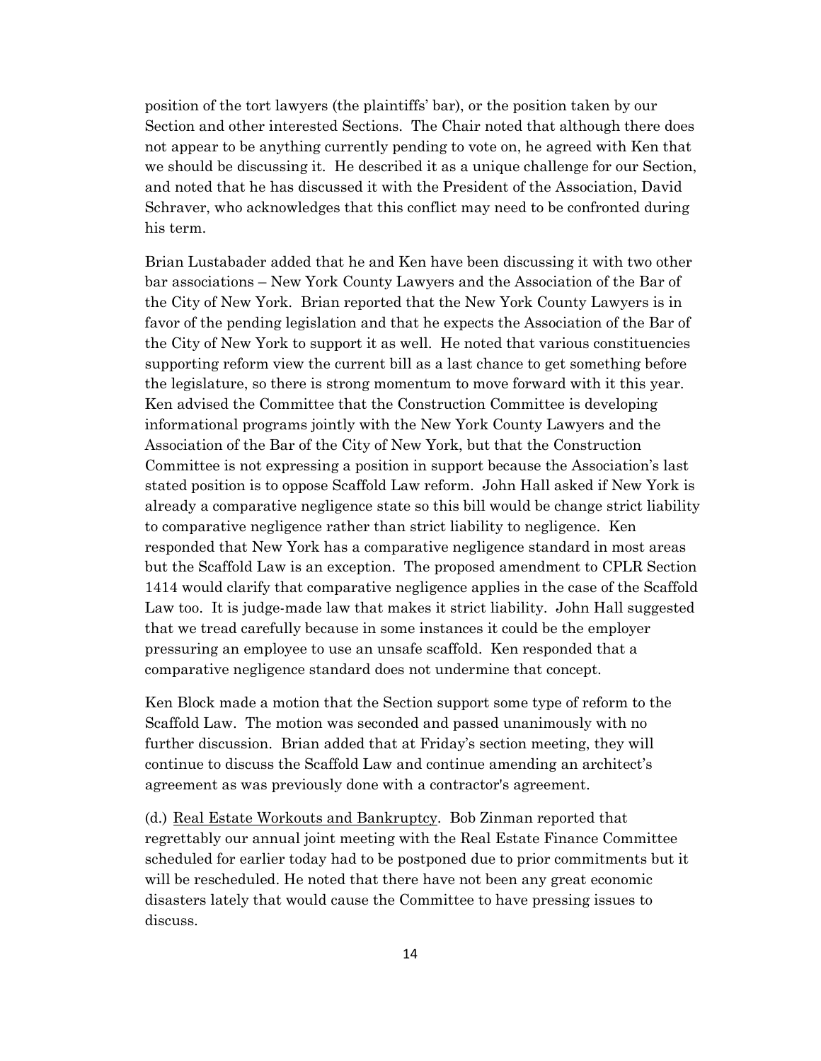position of the tort lawyers (the plaintiffs' bar), or the position taken by our Section and other interested Sections. The Chair noted that although there does not appear to be anything currently pending to vote on, he agreed with Ken that we should be discussing it. He described it as a unique challenge for our Section, and noted that he has discussed it with the President of the Association, David Schraver, who acknowledges that this conflict may need to be confronted during his term.

Brian Lustabader added that he and Ken have been discussing it with two other bar associations – New York County Lawyers and the Association of the Bar of the City of New York. Brian reported that the New York County Lawyers is in favor of the pending legislation and that he expects the Association of the Bar of the City of New York to support it as well. He noted that various constituencies supporting reform view the current bill as a last chance to get something before the legislature, so there is strong momentum to move forward with it this year. Ken advised the Committee that the Construction Committee is developing informational programs jointly with the New York County Lawyers and the Association of the Bar of the City of New York, but that the Construction Committee is not expressing a position in support because the Association's last stated position is to oppose Scaffold Law reform. John Hall asked if New York is already a comparative negligence state so this bill would be change strict liability to comparative negligence rather than strict liability to negligence. Ken responded that New York has a comparative negligence standard in most areas but the Scaffold Law is an exception. The proposed amendment to CPLR Section 1414 would clarify that comparative negligence applies in the case of the Scaffold Law too. It is judge-made law that makes it strict liability. John Hall suggested that we tread carefully because in some instances it could be the employer pressuring an employee to use an unsafe scaffold. Ken responded that a comparative negligence standard does not undermine that concept.

Ken Block made a motion that the Section support some type of reform to the Scaffold Law. The motion was seconded and passed unanimously with no further discussion. Brian added that at Friday's section meeting, they will continue to discuss the Scaffold Law and continue amending an architect's agreement as was previously done with a contractor's agreement.

(d.) Real Estate Workouts and Bankruptcy. Bob Zinman reported that regrettably our annual joint meeting with the Real Estate Finance Committee scheduled for earlier today had to be postponed due to prior commitments but it will be rescheduled. He noted that there have not been any great economic disasters lately that would cause the Committee to have pressing issues to discuss.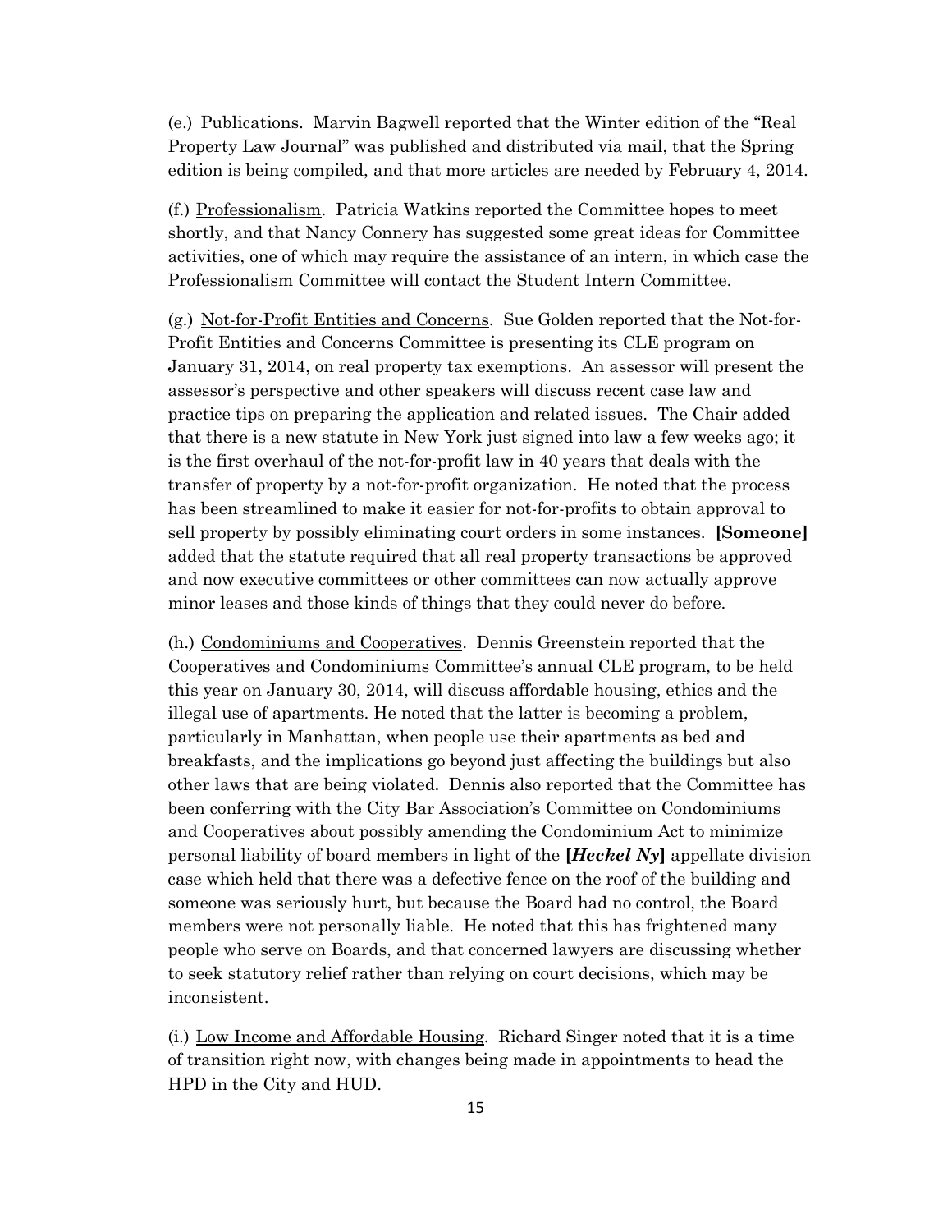(e.) Publications. Marvin Bagwell reported that the Winter edition of the "Real Property Law Journal" was published and distributed via mail, that the Spring edition is being compiled, and that more articles are needed by February 4, 2014.

(f.) Professionalism. Patricia Watkins reported the Committee hopes to meet shortly, and that Nancy Connery has suggested some great ideas for Committee activities, one of which may require the assistance of an intern, in which case the Professionalism Committee will contact the Student Intern Committee.

(g.) Not-for-Profit Entities and Concerns. Sue Golden reported that the Not-for-Profit Entities and Concerns Committee is presenting its CLE program on January 31, 2014, on real property tax exemptions. An assessor will present the assessor's perspective and other speakers will discuss recent case law and practice tips on preparing the application and related issues. The Chair added that there is a new statute in New York just signed into law a few weeks ago; it is the first overhaul of the not-for-profit law in 40 years that deals with the transfer of property by a not-for-profit organization. He noted that the process has been streamlined to make it easier for not-for-profits to obtain approval to sell property by possibly eliminating court orders in some instances. **[Someone]** added that the statute required that all real property transactions be approved and now executive committees or other committees can now actually approve minor leases and those kinds of things that they could never do before.

(h.) Condominiums and Cooperatives. Dennis Greenstein reported that the Cooperatives and Condominiums Committee's annual CLE program, to be held this year on January 30, 2014, will discuss affordable housing, ethics and the illegal use of apartments. He noted that the latter is becoming a problem, particularly in Manhattan, when people use their apartments as bed and breakfasts, and the implications go beyond just affecting the buildings but also other laws that are being violated. Dennis also reported that the Committee has been conferring with the City Bar Association's Committee on Condominiums and Cooperatives about possibly amending the Condominium Act to minimize personal liability of board members in light of the **[*Heckel Ny*]** appellate division case which held that there was a defective fence on the roof of the building and someone was seriously hurt, but because the Board had no control, the Board members were not personally liable. He noted that this has frightened many people who serve on Boards, and that concerned lawyers are discussing whether to seek statutory relief rather than relying on court decisions, which may be inconsistent.

(i.) Low Income and Affordable Housing. Richard Singer noted that it is a time of transition right now, with changes being made in appointments to head the HPD in the City and HUD.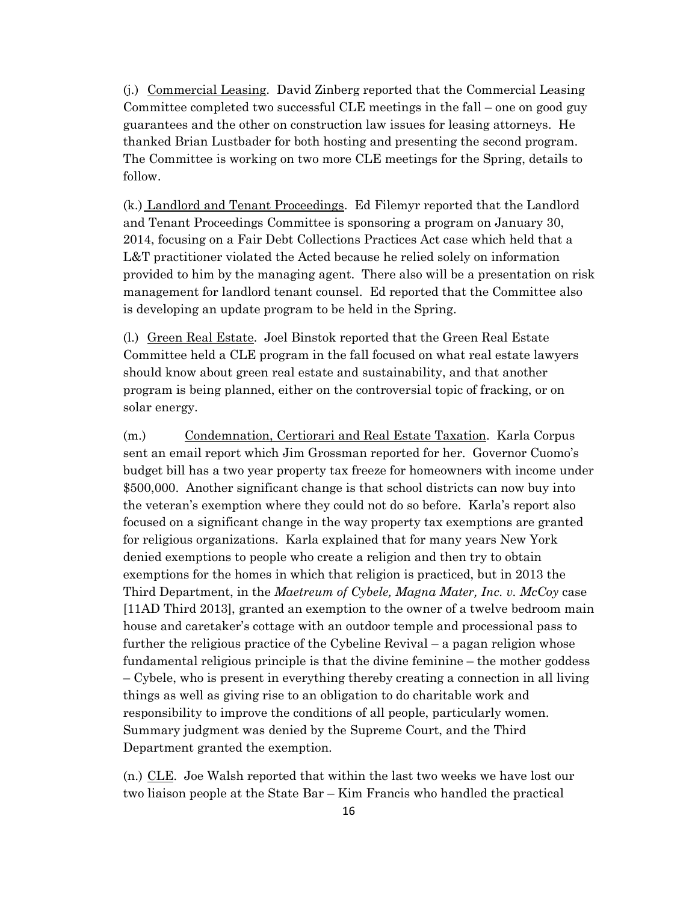(j.) Commercial Leasing. David Zinberg reported that the Commercial Leasing Committee completed two successful CLE meetings in the fall – one on good guy guarantees and the other on construction law issues for leasing attorneys. He thanked Brian Lustbader for both hosting and presenting the second program. The Committee is working on two more CLE meetings for the Spring, details to follow.

(k.) Landlord and Tenant Proceedings. Ed Filemyr reported that the Landlord and Tenant Proceedings Committee is sponsoring a program on January 30, 2014, focusing on a Fair Debt Collections Practices Act case which held that a L&T practitioner violated the Acted because he relied solely on information provided to him by the managing agent. There also will be a presentation on risk management for landlord tenant counsel. Ed reported that the Committee also is developing an update program to be held in the Spring.

(l.) Green Real Estate. Joel Binstok reported that the Green Real Estate Committee held a CLE program in the fall focused on what real estate lawyers should know about green real estate and sustainability, and that another program is being planned, either on the controversial topic of fracking, or on solar energy.

(m.) Condemnation, Certiorari and Real Estate Taxation. Karla Corpus sent an email report which Jim Grossman reported for her. Governor Cuomo's budget bill has a two year property tax freeze for homeowners with income under $500,000. Another significant change is that school districts can now buy into the veteran's exemption where they could not do so before. Karla's report also focused on a significant change in the way property tax exemptions are granted for religious organizations. Karla explained that for many years New York denied exemptions to people who create a religion and then try to obtain exemptions for the homes in which that religion is practiced, but in 2013 the Third Department, in the *Maetreum of Cybele, Magna Mater, Inc. v. McCoy* case [11AD Third 2013], granted an exemption to the owner of a twelve bedroom main house and caretaker's cottage with an outdoor temple and processional pass to further the religious practice of the Cybeline Revival – a pagan religion whose fundamental religious principle is that the divine feminine – the mother goddess – Cybele, who is present in everything thereby creating a connection in all living things as well as giving rise to an obligation to do charitable work and responsibility to improve the conditions of all people, particularly women. Summary judgment was denied by the Supreme Court, and the Third Department granted the exemption.

(n.) CLE. Joe Walsh reported that within the last two weeks we have lost our two liaison people at the State Bar – Kim Francis who handled the practical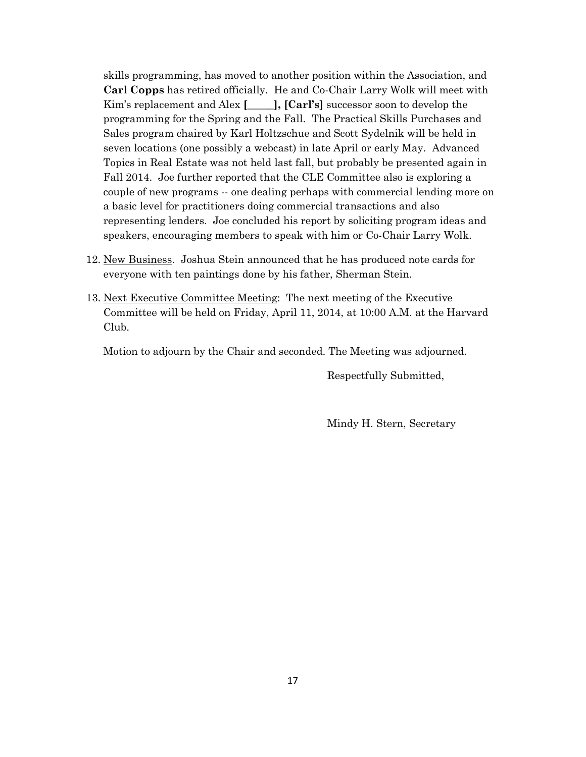skills programming, has moved to another position within the Association, and **Carl Copps** has retired officially. He and Co-Chair Larry Wolk will meet with Kim's replacement and Alex **[_____], [Carl's]** successor soon to develop the programming for the Spring and the Fall. The Practical Skills Purchases and Sales program chaired by Karl Holtzschue and Scott Sydelnik will be held in seven locations (one possibly a webcast) in late April or early May. Advanced Topics in Real Estate was not held last fall, but probably be presented again in Fall 2014. Joe further reported that the CLE Committee also is exploring a couple of new programs -- one dealing perhaps with commercial lending more on a basic level for practitioners doing commercial transactions and also representing lenders. Joe concluded his report by soliciting program ideas and speakers, encouraging members to speak with him or Co-Chair Larry Wolk.

12. <u>New Business</u>. Joshua Stein announced that he has produced note cards for everyone with ten paintings done by his father, Sherman Stein.

13. <u>Next Executive Committee Meeting</u>: The next meeting of the Executive Committee will be held on Friday, April 11, 2014, at 10:00 A.M. at the Harvard Club.

Motion to adjourn by the Chair and seconded. The Meeting was adjourned.

Respectfully Submitted,

Mindy H. Stern, Secretary